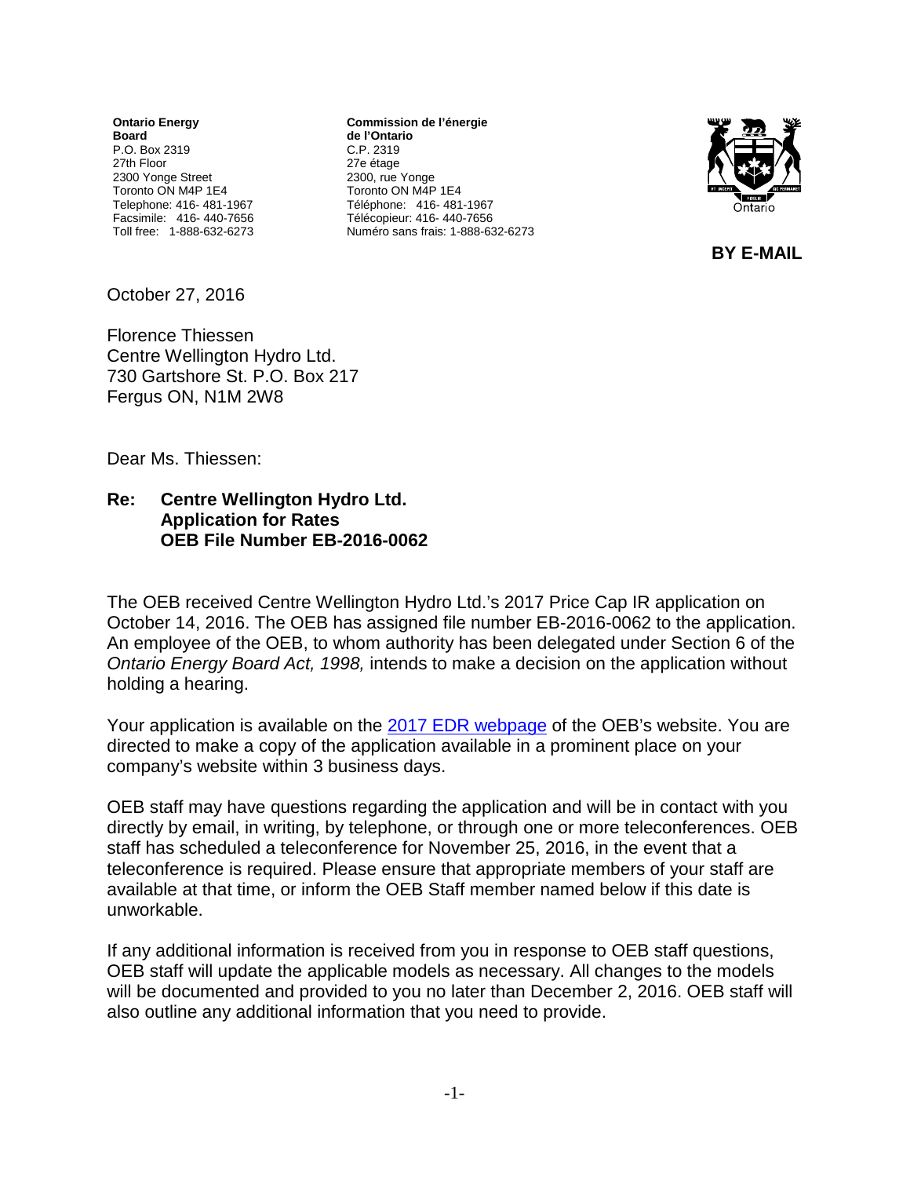**Ontario Energy Board**
P.O. Box 2319
27th Floor
2300 Yonge Street
Toronto ON M4P 1E4
Telephone: 416- 481-1967
Facsimile: 416- 440-7656
Toll free: 1-888-632-6273

**Commission de l'énergie de l'Ontario**
C.P. 2319
27e étage
2300, rue Yonge
Toronto ON M4P 1E4
Téléphone: 416- 481-1967
Télécopieur: 416- 440-7656
Numéro sans frais: 1-888-632-6273

**BY E-MAIL**

October 27, 2016

Florence Thiessen
Centre Wellington Hydro Ltd.
730 Gartshore St. P.O. Box 217
Fergus ON, N1M 2W8

Dear Ms. Thiessen:

**Re: Centre Wellington Hydro Ltd.**
**Application for Rates**
**OEB File Number EB-2016-0062**

The OEB received Centre Wellington Hydro Ltd.'s 2017 Price Cap IR application on October 14, 2016. The OEB has assigned file number EB-2016-0062 to the application. An employee of the OEB, to whom authority has been delegated under Section 6 of the *Ontario Energy Board Act, 1998,* intends to make a decision on the application without holding a hearing.

Your application is available on the 2017 EDR webpage of the OEB's website. You are directed to make a copy of the application available in a prominent place on your company's website within 3 business days.

OEB staff may have questions regarding the application and will be in contact with you directly by email, in writing, by telephone, or through one or more teleconferences. OEB staff has scheduled a teleconference for November 25, 2016, in the event that a teleconference is required. Please ensure that appropriate members of your staff are available at that time, or inform the OEB Staff member named below if this date is unworkable.

If any additional information is received from you in response to OEB staff questions, OEB staff will update the applicable models as necessary. All changes to the models will be documented and provided to you no later than December 2, 2016. OEB staff will also outline any additional information that you need to provide.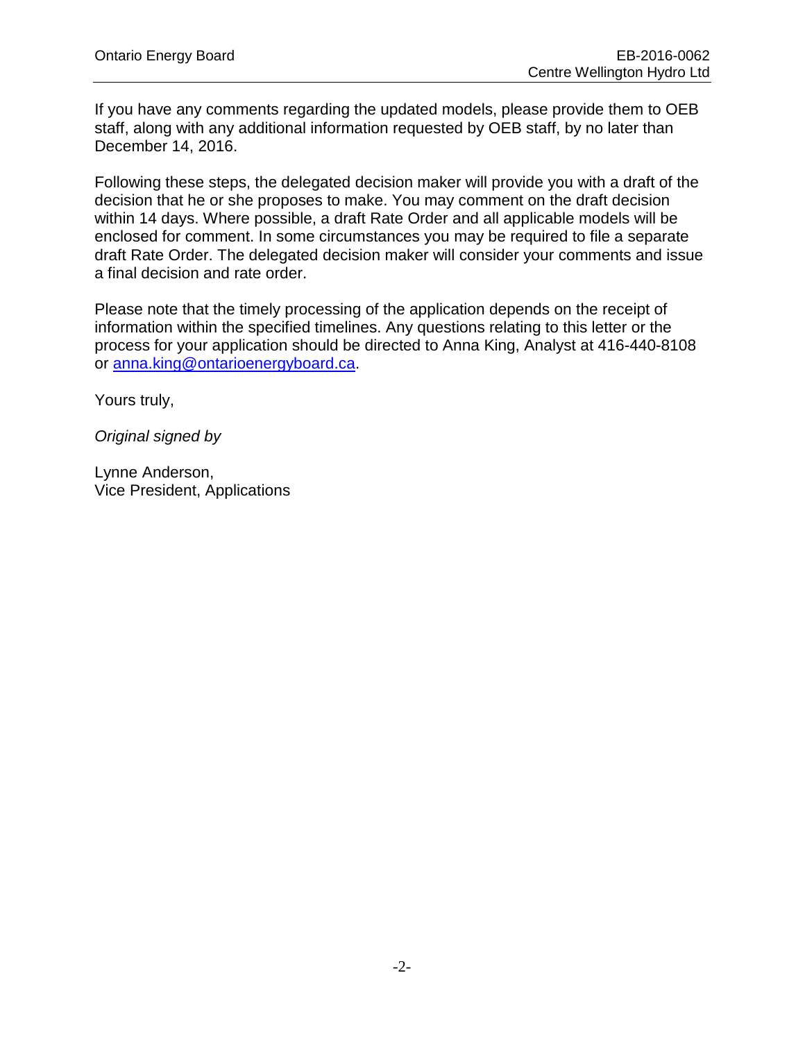If you have any comments regarding the updated models, please provide them to OEB staff, along with any additional information requested by OEB staff, by no later than December 14, 2016.

Following these steps, the delegated decision maker will provide you with a draft of the decision that he or she proposes to make. You may comment on the draft decision within 14 days. Where possible, a draft Rate Order and all applicable models will be enclosed for comment. In some circumstances you may be required to file a separate draft Rate Order. The delegated decision maker will consider your comments and issue a final decision and rate order.

Please note that the timely processing of the application depends on the receipt of information within the specified timelines. Any questions relating to this letter or the process for your application should be directed to Anna King, Analyst at 416-440-8108 or anna.king@ontarioenergyboard.ca.

Yours truly,

*Original signed by*

Lynne Anderson,
Vice President, Applications